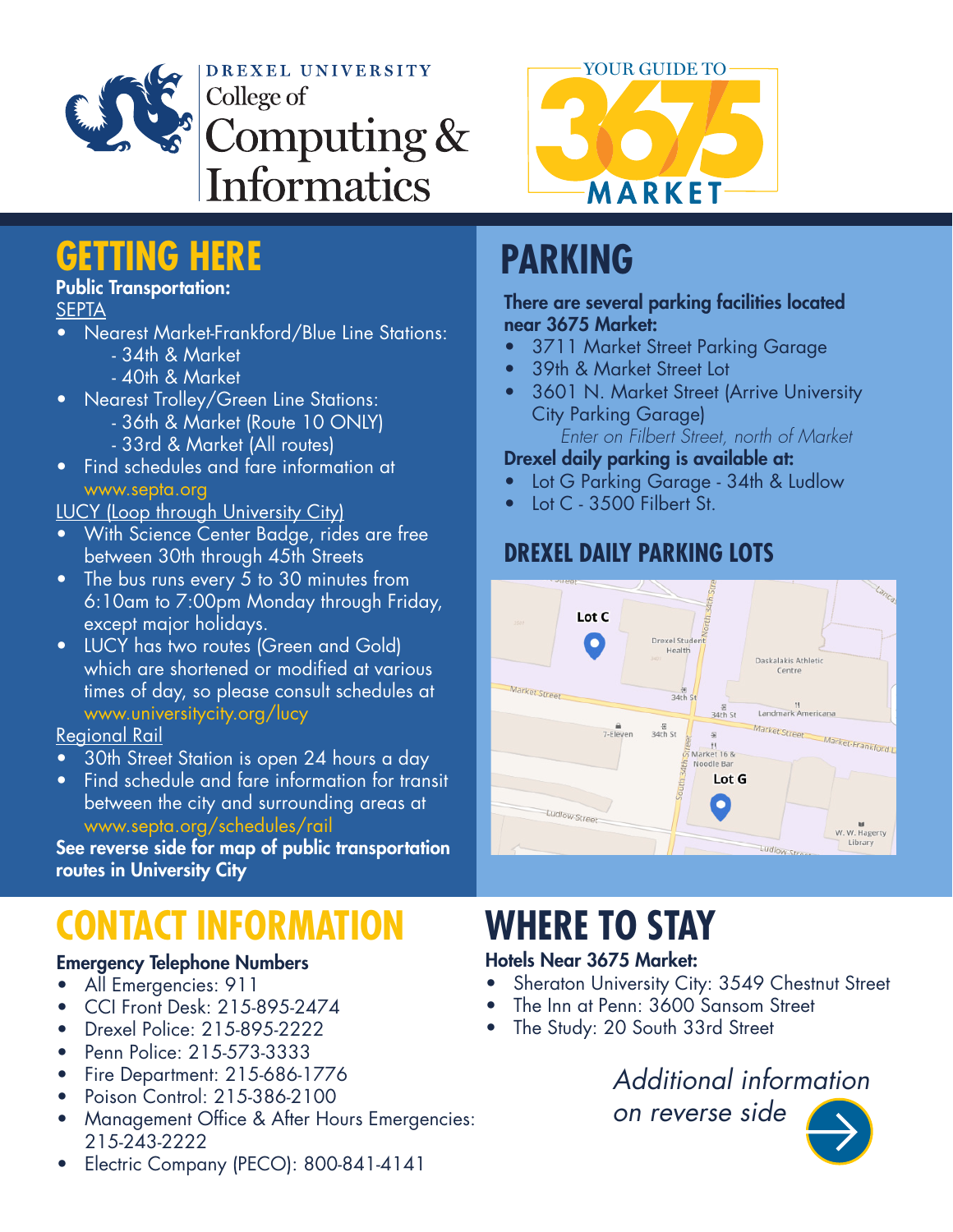Drexel University College of Computing & Informatics

YOUR GUIDE TO 3675 MARKET

# GETTING HERE

**Public Transportation:**

SEPTA

- Nearest Market-Frankford/Blue Line Stations:
  - 34th & Market
  - 40th & Market
- Nearest Trolley/Green Line Stations:
  - 36th & Market (Route 10 ONLY)
  - 33rd & Market (All routes)
- Find schedules and fare information at www.septa.org

LUCY (Loop through University City)

- With Science Center Badge, rides are free between 30th through 45th Streets
- The bus runs every 5 to 30 minutes from 6:10am to 7:00pm Monday through Friday, except major holidays.
- LUCY has two routes (Green and Gold) which are shortened or modified at various times of day, so please consult schedules at www.universitycity.org/lucy

Regional Rail

- 30th Street Station is open 24 hours a day
- Find schedule and fare information for transit between the city and surrounding areas at www.septa.org/schedules/rail

**See reverse side for map of public transportation routes in University City**

# PARKING

**There are several parking facilities located near 3675 Market:**

- 3711 Market Street Parking Garage
- 39th & Market Street Lot
- 3601 N. Market Street (Arrive University City Parking Garage)
  *Enter on Filbert Street, north of Market*

**Drexel daily parking is available at:**

- Lot G Parking Garage - 34th & Ludlow
- Lot C - 3500 Filbert St.

## DREXEL DAILY PARKING LOTS

# CONTACT INFORMATION

**Emergency Telephone Numbers**

- All Emergencies: 911
- CCI Front Desk: 215-895-2474
- Drexel Police: 215-895-2222
- Penn Police: 215-573-3333
- Fire Department: 215-686-1776
- Poison Control: 215-386-2100
- Management Office & After Hours Emergencies: 215-243-2222
- Electric Company (PECO): 800-841-4141

# WHERE TO STAY

**Hotels Near 3675 Market:**

- Sheraton University City: 3549 Chestnut Street
- The Inn at Penn: 3600 Sansom Street
- The Study: 20 South 33rd Street

*Additional information on reverse side*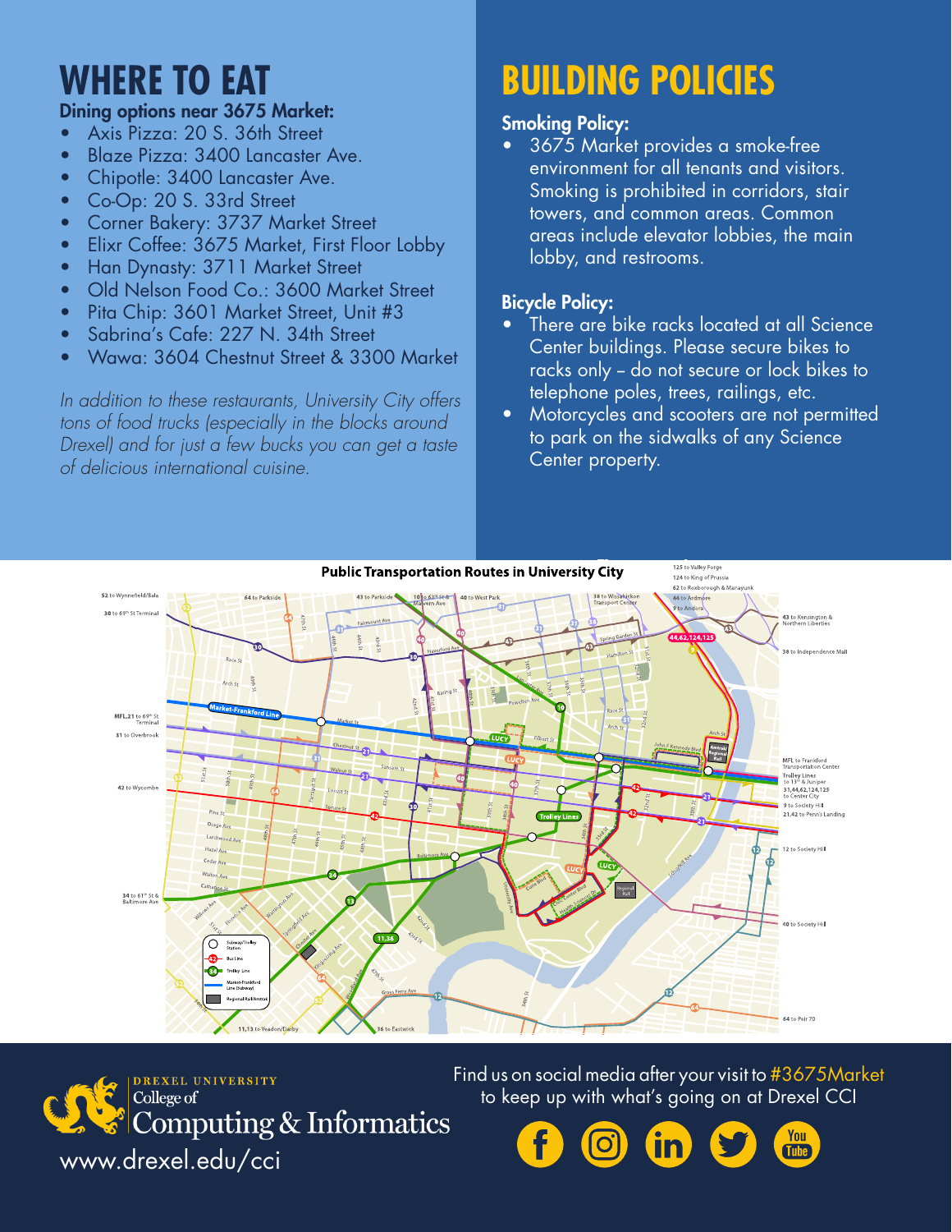# WHERE TO EAT

**Dining options near 3675 Market:**

- Axis Pizza: 20 S. 36th Street
- Blaze Pizza: 3400 Lancaster Ave.
- Chipotle: 3400 Lancaster Ave.
- Co-Op: 20 S. 33rd Street
- Corner Bakery: 3737 Market Street
- Elixr Coffee: 3675 Market, First Floor Lobby
- Han Dynasty: 3711 Market Street
- Old Nelson Food Co.: 3600 Market Street
- Pita Chip: 3601 Market Street, Unit #3
- Sabrina's Cafe: 227 N. 34th Street
- Wawa: 3604 Chestnut Street & 3300 Market

*In addition to these restaurants, University City offers tons of food trucks (especially in the blocks around Drexel) and for just a few bucks you can get a taste of delicious international cuisine.*

# BUILDING POLICIES

**Smoking Policy:**

- 3675 Market provides a smoke-free environment for all tenants and visitors. Smoking is prohibited in corridors, stair towers, and common areas. Common areas include elevator lobbies, the main lobby, and restrooms.

**Bicycle Policy:**

- There are bike racks located at all Science Center buildings. Please secure bikes to racks only – do not secure or lock bikes to telephone poles, trees, railings, etc.
- Motorcycles and scooters are not permitted to park on the sidwalks of any Science Center property.

**Public Transportation Routes in University City**

125 to Valley Forge
124 to King of Prussia
62 to Roxborough & Manayunk
44 to Ardmore
9 to Andorra
52 to Wynnefield/Bala
30 to 69th St Terminal
64 to Parkside
43 to Parkside
10 to 63rd St & Malvern Ave
40 to West Park
38 to Wissahickon Transport Center
43 to Kensington & Northern Liberties
38 to Independence Mall
MFL,21 to 69th St Terminal
31 to Overbrook
42 to Wycombe
MFL to Frankford Transportation Center
Trolley Lines to 13th & Juniper
31,44,62,124,125 to Center City
9 to Society Hill
21,42 to Penn's Landing
12 to Society Hill
40 to Society Hill
34 to 61st St & Baltimore Ave
64 to Pier 70
11,13 to Yeadon/Darby
36 to Eastwick

Subway/Trolley Station
Bus Line
Trolley Line
Market-Frankford Line (Subway)
Regional Rail/Amtrak

DREXEL UNIVERSITY
College of
Computing & Informatics
www.drexel.edu/cci

Find us on social media after your visit to #3675Market to keep up with what's going on at Drexel CCI